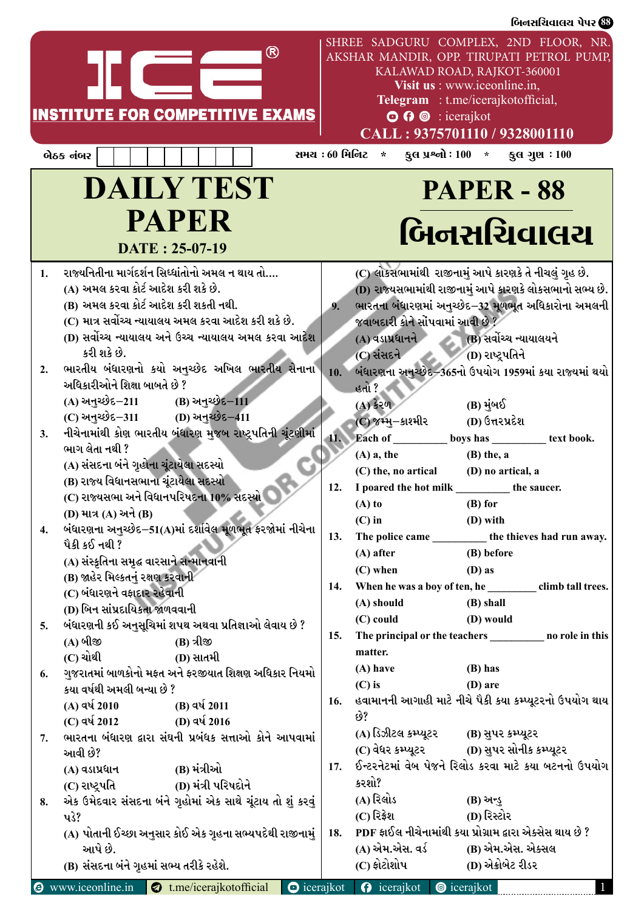**ICE®**
**INSTITUTE FOR COMPETITIVE EXAMS**

SHREE SADGURU COMPLEX, 2ND FLOOR, NR. AKSHAR MANDIR, OPP. TIRUPATI PETROL PUMP, KALAWAD ROAD, RAJKOT-360001
**Visit us** : www.iceonline.in,
**Telegram** : t.me/icerajkotofficial,
: icerajkot
**CALL : 9375701110 / 9328001110**

બેઠક નંબર | | | | | | | | | |

સમય : 60 મિનિટ * કુલ પ્રશ્નો : 100 * કુલ ગુણ : 100

# DAILY TEST PAPER

**DATE : 25-07-19**

# PAPER - 88

# બિનસચિવાલય

1. રાજ્યનિતીના માર્ગદર્શન સિધ્ધાંતોનો અમલ ન થાય તો....
   (A) અમલ કરવા કોર્ટ આદેશ કરી શકે છે.
   (B) અમલ કરવા કોર્ટ આદેશ કરી શકતી નથી.
   (C) માત્ર સર્વોચ્ચ ન્યાયાલય અમલ કરવા આદેશ કરી શકે છે.
   (D) સર્વોચ્ચ ન્યાયાલય અને ઉચ્ચ ન્યાયાલય અમલ કરવા આદેશ કરી શકે છે.

2. ભારતીય બંધારણનો કયો અનુચ્છેદ અખિલ ભારતીય સેનાના અધિકારીઓને શિક્ષા બાબતે છે ?
   (A) અનુચ્છેદ–211 (B) અનુચ્છેદ–111
   (C) અનુચ્છેદ–311 (D) અનુચ્છેદ–411

3. નીચેનામાંથી કોણ ભારતીય બંધારણ મુજબ રાષ્ટ્રપતિની ચૂંટણીમાં ભાગ લેતા નથી ?
   (A) સંસદના બંને ગૃહોના ચૂંટાયેલા સદસ્યો
   (B) રાજ્ય વિધાનસભાના ચૂંટાયેલા સદસ્યો
   (C) રાજ્યસભા અને વિધાનપરિષદના 10% સદસ્યો
   (D) માત્ર (A) અને (B)

4. બંધારણના અનુચ્છેદ–51(A)માં દર્શાવેલ મૂળભૂત ફરજોમાં નીચેના પૈકી કઈ નથી ?
   (A) સંસ્કૃતિના સમૃદ્ધ વારસાને સન્માનવાની
   (B) જાહેર મિલ્કતનું રક્ષણ કરવાની
   (C) બંધારણને વફાદાર રહેવાની
   (D) બિન સાંપ્રદાયિકતા જાળવવાની

5. બંધારણની કઈ અનુસૂચિમાં શપથ અથવા પ્રતિજ્ઞાઓ લેવાય છે ?
   (A) બીજી (B) ત્રીજી
   (C) ચોથી (D) સાતમી

6. ગુજરાતમાં બાળકોનો મફત અને ફરજીયાત શિક્ષણ અધિકાર નિયમો કયા વર્ષથી અમલી બન્યા છે ?
   (A) વર્ષ 2010 (B) વર્ષ 2011
   (C) વર્ષ 2012 (D) વર્ષ 2016

7. ભારતના બંધારણ દ્વારા સંઘની પ્રબંધક સત્તાઓ કોને આપવામાં આવી છે?
   (A) વડાપ્રધાન (B) મંત્રીઓ
   (C) રાષ્ટ્રપતિ (D) મંત્રી પરિષદોને

8. એક ઉમેદવાર સંસદના બંને ગૃહોમાં એક સાથે ચૂંટાય તો શું કરવું પડે?
   (A) પોતાની ઈચ્છા અનુસાર કોઈ એક ગૃહના સભ્યપદેથી રાજીનામું આપે છે.
   (B) સંસદના બંને ગૃહમાં સભ્ય તરીકે રહેશે.
   (C) લોકસભામાંથી રાજીનામું આપે કારણકે તે નીચલું ગૃહ છે.
   (D) રાજ્યસભામાંથી રાજીનામું આપે કારણકે લોકસભાનો સભ્ય છે.

9. ભારતના બંધારણમાં અનુચ્છેદ–32 મૂળભૂત અધિકારોના અમલની જવાબદારી કોને સોંપવામાં આવી છે ?
   (A) વડાપ્રધાનને (B) સર્વોચ્ચ ન્યાયાલયને
   (C) સંસદને (D) રાષ્ટ્રપતિને

10. બંધારણના અનુચ્છેદ–365નો ઉપયોગ 1959માં કયા રાજ્યમાં થયો હતો ?
    (A) કેરળ (B) મુંબઈ
    (C) જમ્મુ–કાશ્મીર (D) ઉત્તરપ્રદેશ

11. Each of _________ boys has _________ text book.
    (A) a, the (B) the, a
    (C) the, no artical (D) no artical, a

12. I poared the hot milk _________ the saucer.
    (A) to (B) for
    (C) in (D) with

13. The police came _________ the thieves had run away.
    (A) after (B) before
    (C) when (D) as

14. When he was a boy of ten, he _________ climb tall trees.
    (A) should (B) shall
    (C) could (D) would

15. The principal or the teachers _________ no role in this matter.
    (A) have (B) has
    (C) is (D) are

16. હવામાનની આગાહી માટે નીચે પૈકી કયા કમ્પ્યૂટરનો ઉપયોગ થાય છે?
    (A) ડિઝીટલ કમ્પ્યૂટર (B) સુપર કમ્પ્યૂટર
    (C) વેધર કમ્પ્યૂટર (D) સુપર સોનીક કમ્પ્યૂટર

17. ઈન્ટરનેટમાં વેબ પેજને રિલોડ કરવા માટે કયા બટનનો ઉપયોગ કરશો?
    (A) રિલોડ (B) અન્ડુ
    (C) રિફ્રેશ (D) રિસ્ટોર

18. PDF ફાઈલ નીચેનામાંથી કયા પ્રોગ્રામ દ્વારા એક્સેસ થાય છે ?
    (A) એમ.એસ. વર્ડ (B) એમ.એસ. એક્સલ
    (C) ફોટોશોપ (D) એક્રોબેટ રીડર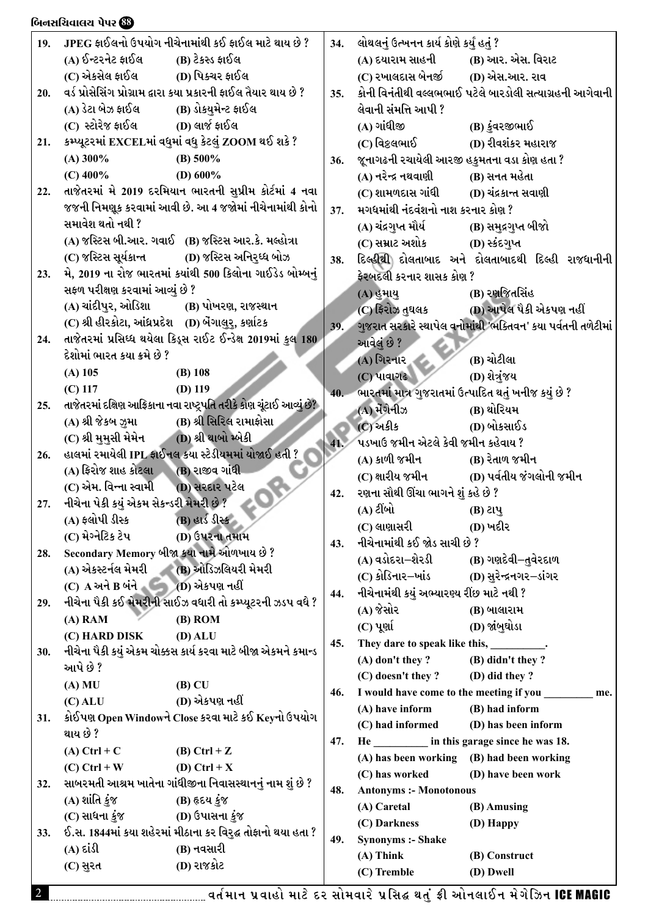19. JPEG ફાઈલનો ઉપયોગ નીચેનામાંથી કઈ ફાઈલ માટે થાય છે ?
(A) ઈન્ટરનેટ ફાઈલ (B) ટેક્સ્ડ ફાઈલ
(C) એક્સેલ ફાઈલ (D) પિક્ચર ફાઈલ

20. વર્ડ પ્રોસેસિંગ પ્રોગ્રામ દ્વારા કયા પ્રકારની ફાઈલ તૈયાર થાય છે ?
(A) ડેટા બેઝ ફાઈલ (B) ડોક્યુમેન્ટ ફાઈલ
(C) સ્ટોરેજ ફાઈલ (D) લાર્જ ફાઈલ

21. કમ્પ્યૂટરમાં EXCELમાં વધુમાં વધુ કેટલું ZOOM થઈ શકે ?
(A) 300% (B) 500%
(C) 400% (D) 600%

22. તાજેતરમાં મે 2019 દરમિયાન ભારતની સુપ્રીમ કોર્ટમાં 4 નવા જજની નિમણૂક કરવામાં આવી છે. આ 4 જજોમાં નીચેનામાંથી કોનો સમાવેશ થતો નથી ?
(A) જસ્ટિસ બી.આર. ગવાઈ (B) જસ્ટિસ આર.કે. મલ્હોત્રા
(C) જસ્ટિસ સૂર્યકાન્ત (D) જસ્ટિસ અનિરુધ્ધ બોઝ

23. મે, 2019 ના રોજ ભારતમાં ક્યાંથી 500 કિલોના ગાઈડેડ બોમ્બનું સફળ પરીક્ષણ કરવામાં આવ્યું છે ?
(A) ચાંદીપુર, ઓડિશા (B) પોખરણ, રાજસ્થાન
(C) શ્રી હીરકોટા, આંધ્રપ્રદેશ (D) બેંગાલુરુ, કર્ણાટક

24. તાજેતરમાં પ્રસિધ્ધ થયેલા કિડ્સ રાઈટ ઈન્ડેક્ષ 2019માં કુલ 180 દેશોમાં ભારત કયા ક્રમે છે ?
(A) 105 (B) 108
(C) 117 (D) 119

25. તાજેતરમાં દક્ષિણ આફ્રિકાના નવા રાષ્ટ્રપતિ તરીકે કોણ ચૂંટાઈ આવ્યું છે?
(A) શ્રી જેકબ ઝુમા (B) શ્રી સિરિલ રામાફોસા
(C) શ્રી મુમુસી મેમેન (D) શ્રી થાબો મ્બેકી

26. હાલમાં રમાયેલી IPL ફાઈનલ કયા સ્ટેડીયમમાં યોજાઈ હતી ?
(A) ફિરોજ શાહ કોટલા (B) રાજીવ ગાંધી
(C) એમ. વિન્ના સ્વામી (D) સરદાર પટેલ

27. નીચેના પૈકી કયું એકમ સેકન્ડરી મેમરી છે ?
(A) ફ્લોપી ડીસ્ક (B) હાર્ડ ડીસ્ક
(C) મેગ્નેટિક ટેપ (D) ઉપરના તમામ

28. Secondary Memory બીજા કયા નામે ઓળખાય છે ?
(A) એક્સ્ટર્નલ મેમરી (B) ઓક્ઝિલિયરી મેમરી
(C) A અને B બંને (D) એકપણ નહીં

29. નીચેના પૈકી કઈ મેમરીની સાઈઝ વધારી તો કમ્પ્યૂટરની ઝડપ વધે ?
(A) RAM (B) ROM
(C) HARD DISK (D) ALU

30. નીચેના પૈકી કયું એકમ ચોક્કસ કાર્ય કરવા માટે બીજા એકમને કમાન્ડ આપે છે ?
(A) MU (B) CU
(C) ALU (D) એકપણ નહીં

31. કોઈપણ Open Windowને Close કરવા માટે કઈ Keyનો ઉપયોગ થાય છે ?
(A) Ctrl + C (B) Ctrl + Z
(C) Ctrl + W (D) Ctrl + X

32. સાબરમતી આશ્રમ ખાતેના ગાંધીજીના નિવાસસ્થાનનું નામ શું છે ?
(A) શાંતિ કુંજ (B) હૃદય કુંજ
(C) સાધના કુંજ (D) ઉપાસના કુંજ

33. ઈ.સ. 1844માં કયા શહેરમાં મીઠાના કર વિરુદ્ધ તોફાનો થયા હતા ?
(A) દાંડી (B) નવસારી
(C) સુરત (D) રાજકોટ

34. લોથલનું ઉત્ખનન કાર્ય કોણે કર્યુ હતું ?
(A) દયારામ સાહની (B) આર. એસ. વિરાટ
(C) રખાલદાસ બેનર્જી (D) એસ.આર. રાવ

35. કોની વિનંતીથી વલ્લભભાઈ પટેલે બારડોલી સત્યાગ્રહની આગેવાની લેવાની સંમત્તિ આપી ?
(A) ગાંધીજી (B) કુંવરજીભાઈ
(C) વિઠ્ઠલભાઈ (D) રવિશંકર મહારાજ

36. જૂનાગઢની રચાયેલી આરજી હકુમતના વડા કોણ હતા ?
(A) નરેન્દ્ર નથવાણી (B) સનત મહેતા
(C) શામળદાસ ગાંધી (D) ચંદ્રકાન્ત સવાણી

37. મગધમાંથી નંદવંશનો નાશ કરનાર કોણ ?
(A) ચંદ્રગુપ્ત મૌર્ય (B) સમુદ્રગુપ્ત બીજો
(C) સમ્રાટ અશોક (D) સ્કંદગુપ્ત

38. દિલ્હીથી દોલતાબાદ અને દોલતાબાદથી દિલ્હી રાજધાનીની ફેરબદલી કરનાર શાસક કોણ ?
(A) હુમાયુ (B) રણજિતસિંહ
(C) ફિરોઝ તુઘલક (D) આપેલ પૈકી એકપણ નહીં

39. ગુજરાત સરકારે સ્થાપેલ વનોમાંથી 'ભક્તિવન' કયા પર્વતની તળેટીમાં આવેલું છે ?
(A) ગિરનાર (B) ચોટીલા
(C) પાવાગઢ (D) શેત્રુંજય

40. ભારતમાં માત્ર ગુજરાતમાં ઉત્પાદિત થતું ખનીજ કયું છે ?
(A) મેંગેનીઝ (B) થોરિયમ
(C) અકીક (D) બોકસાઈડ

41. પડખાઉ જમીન એટલે કેવી જમીન કહેવાય ?
(A) કાળી જમીન (B) રેતાળ જમીન
(C) ક્ષારીય જમીન (D) પર્વતીય જંગલોની જમીન

42. રણના સૌથી ઊંચા ભાગને શું કહે છે ?
(A) ટીંબો (B) ટાપુ
(C) લાણાસરી (D) ખદીર

43. નીચેનામાંથી કઈ જોડ સાચી છે ?
(A) વડોદરા–શેરડી (B) ગણદેવી–તુવેરદાળ
(C) કોડિનાર–ખાંડ (D) સુરેન્દ્રનગર–ડાંગર

44. નીચેનામાંથી કયું અભ્યારણ્ય રીંછ માટે નથી ?
(A) જેસોર (B) બાલારામ
(C) પૂર્ણા (D) જાંબુઘોડા

45. They dare to speak like this, __________.
(A) don't they ? (B) didn't they ?
(C) doesn't they ? (D) did they ?

46. I would have come to the meeting if you _________ me.
(A) have inform (B) had inform
(C) had informed (D) has been inform

47. He __________ in this garage since he was 18.
(A) has been working (B) had been working
(C) has worked (D) have been work

48. Antonyms :- Monotonous
(A) Caretal (B) Amusing
(C) Darkness (D) Happy

49. Synonyms :- Shake
(A) Think (B) Construct
(C) Tremble (D) Dwell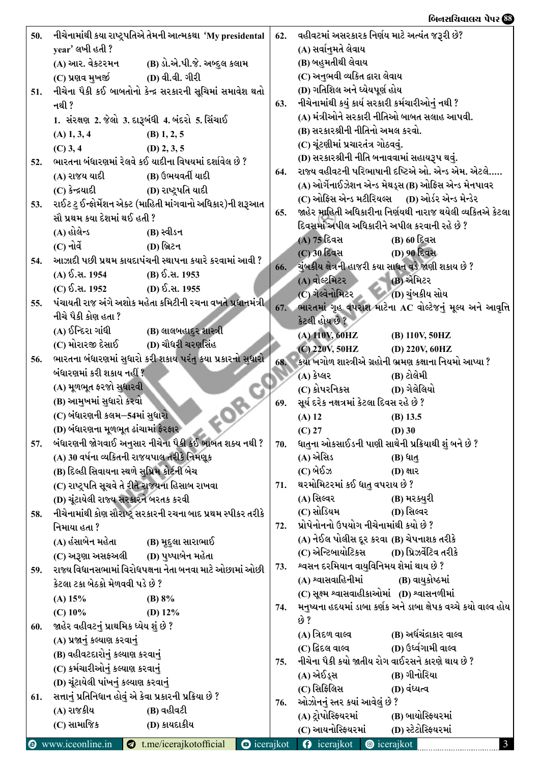50. નીચેનામાંથી કયા રાષ્ટ્રપતિએ તેમની આત્મકથા 'My presidental year' લખી હતી ?
(A) આર. વેંકટરમન (B) ડો.એ.પી.જે. અબ્દુલ કલામ
(C) પ્રણવ મુખર્જી (D) વી.વી. ગીરી

51. નીચેના પૈકી કઈ બાબતોનો કેન્દ્ર સરકારની સૂચિમાં સમાવેશ થતો નથી ?
1. સંરક્ષણ 2. જેલો 3. દારૂબંધી 4. બંદરો 5. સિંચાઈ
(A) 1, 3, 4 (B) 1, 2, 5
(C) 3, 4 (D) 2, 3, 5

52. ભારતના બંધારણમાં રેલવે કઈ યાદીના વિષયમાં દર્શાવેલ છે ?
(A) રાજ્ય યાદી (B) ઉભયવર્તી યાદી
(C) કેન્દ્રયાદી (D) રાષ્ટ્રપતિ યાદી

53. રાઈટ ટુ ઈન્ફોર્મેશન એક્ટ (માહિતી માંગવાનો અધિકાર)ની શરૂઆત સૌ પ્રથમ કયા દેશમાં થઈ હતી ?
(A) હોલેન્ડ (B) સ્વીડન
(C) નોર્વે (D) બ્રિટન

54. આઝાદી પછી પ્રથમ કાયદાપંચની સ્થાપના ક્યારે કરવામાં આવી ?
(A) ઈ.સ. 1954 (B) ઈ.સ. 1953
(C) ઈ.સ. 1952 (D) ઈ.સ. 1955

55. પંચાયતી રાજ અંગે અશોક મહેતા કમિટીની રચના વખતે પ્રધાનમંત્રી નીચે પૈકી કોણ હતા ?
(A) ઈન્દિરા ગાંધી (B) લાલબહાદુર શાસ્ત્રી
(C) મોરારજી દેસાઈ (D) ચૌધરી ચરણસિંહ

56. ભારતના બંધારણમાં સુધારો કરી શકાય પરંતુ કયા પ્રકારનો સુધારો બંધારણમાં કરી શકાય નહીં ?
(A) મૂળભૂત ફરજો સુધારવી
(B) આમુખમાં સુધારો કરવો
(C) બંધારણની કલમ–54માં સુધારો
(D) બંધારણના મૂળભૂત ઢાંચામાં ફેરફાર

57. બંધારણની જોગવાઈ અનુસાર નીચેના પૈકી કઈ બાબત શક્ય નથી ?
(A) 30 વર્ષના વ્યક્તિની રાજ્યપાલ તરીકે નિમણૂક
(B) દિલ્હી સિવાયના સ્થળે સુપ્રિમ કોર્ટની બેંચ
(C) રાષ્ટ્રપતિ સૂચવે તે રીતે રાજ્યના હિસાબ રાખવા
(D) ચૂંટાયેલી રાજ્ય સરકારને બરતક કરવી

58. નીચેનામાંથી કોણ સૌરાષ્ટ્ર સરકારની રચના બાદ પ્રથમ સ્પીકર તરીકે નિમાયા હતા ?
(A) હંસાબેન મહેતા (B) મૃદુલા સારાભાઈ
(C) અરૂણા અસફઅલી (D) પુષ્પાબેન મહેતા

59. રાજ્ય વિધાનસભામાં વિરોધપક્ષના નેતા બનવા માટે ઓછામાં ઓછી કેટલા ટકા બેઠકો મેળવવી પડે છે ?
(A) 15% (B) 8%
(C) 10% (D) 12%

60. જાહેર વહીવટનું પ્રાથમિક ધ્યેય શું છે ?
(A) પ્રજાનું કલ્યાણ કરવાનું
(B) વહીવટદારોનું કલ્યાણ કરવાનું
(C) કર્મચારીઓનું કલ્યાણ કરવાનું
(D) ચૂંટાયેલી પાંખનું કલ્યાણ કરવાનું

61. સત્તાનું પ્રતિનિધાન હોવું એ કેવા પ્રકારની પ્રક્રિયા છે ?
(A) રાજકીય (B) વહીવટી
(C) સામાજિક (D) કાયદાકીય

62. વહીવટમાં અસરકારક નિર્ણય માટે અત્યંત જરૂરી છે?
(A) સર્વાનુમતે લેવાય
(B) બહુમતીથી લેવાય
(C) અનુભવી વ્યક્તિ દ્વારા લેવાય
(D) ગતિશિલ અને ધ્યેયપૂર્ણ હોય

63. નીચેનામાંથી કયું કાર્ય સરકારી કર્મચારીઓનું નથી ?
(A) મંત્રીઓને સરકારી નીતિઓ બાબત સલાહ આપવી.
(B) સરકારશ્રીની નીતિનો અમલ કરવો.
(C) ચૂંટણીમાં પ્રચારતંત્ર ગોઠવવું.
(D) સરકારશ્રીની નીતિ બનાવવામાં સહાયરૂપ થવું.

64. રાજ્ય વહીવટની પરિભાષાની દૃષ્ટિએ ઓ. એન્ડ એમ. એટલે.....
(A) ઓર્ગેનાઈઝેશન એન્ડ મેથડ્સ (B) ઓફિસ એન્ડ મેનપાવર
(C) ઓફિસ એન્ડ મટીરિયલ્સ (D) ઓર્ડર એન્ડ મેન્ડેર

65. જાહેર માહિતી અધિકારીના નિર્ણયથી નારાજ થયેલી વ્યક્તિએ કેટલા દિવસમાં અપીલ અધિકારીને અપીલ કરવાની રહે છે ?
(A) 75 દિવસ (B) 60 દિવસ
(C) 30 દિવસ (D) 90 દિવસ

66. ચુંબકીય ક્ષેત્રની હાજરી કયા સાધન વડે જાણી શકાય છે ?
(A) વોલ્ટમિટર (B) એમિટર
(C) ગેલ્વેનોમિટર (D) ચુંબકીય સોય

67. ભારતમાં ગૃહ વપરાશ માટેના AC વોલ્ટેજનું મૂલ્ય અને આવૃત્તિ કેટલી હોય છે ?
(A) 110V, 60HZ (B) 110V, 50HZ
(C) 220V, 50HZ (D) 220V, 60HZ

68. કયા ખગોળ શાસ્ત્રીએ ગ્રહોની ભ્રમણ કક્ષાના નિયમો આપ્યા ?
(A) કેપ્લર (B) ટોલેમી
(C) કોપરનિકસ (D) ગેલેલિયો

69. સૂર્ય દરેક નક્ષત્રમાં કેટલા દિવસ રહે છે ?
(A) 12 (B) 13.5
(C) 27 (D) 30

70. ધાતુના ઓકસાઈડની પાણી સાથેની પ્રક્રિયાથી શું બને છે ?
(A) એસિડ (B) ધાતુ
(C) બેઈઝ (D) ક્ષાર

71. થરમોમિટરમાં કઈ ધાતુ વપરાય છે ?
(A) સિલ્વર (B) મરક્યુરી
(C) સોડિયમ (D) સિલ્વર

72. પ્રોપેનોનનો ઉપયોગ નીચેનામાંથી કયો છે ?
(A) નેઈલ પોલીસ દૂર કરવા (B) ચેપનાશક તરીકે
(C) એન્ટિબાયોટિક્સ (D) પ્રિઝર્વેટિવ તરીકે

73. શ્વસન દરમિયાન વાયુવિનિમય શેમાં થાય છે ?
(A) શ્વાસવાહિનીમાં (B) વાયુકોષ્ઠમાં
(C) સૂક્ષ્મ શ્વાસવાહીકાઓમાં (D) શ્વાસનળીમાં

74. મનુષ્યના હૃદયમાં ડાબા કર્ણક અને ડાબા ક્ષેપક વચ્ચે કયો વાલ્વ હોય છે ?
(A) ત્રિદળ વાલ્વ (B) અર્ધચંદ્રાકાર વાલ્વ
(C) દ્વિદલ વાલ્વ (D) ઉર્ધ્વગામી વાલ્વ

75. નીચેના પૈકી કયો જાતીય રોગ વાઈરસને કારણે થાય છે ?
(A) એઈડ્સ (B) ગીનોરિયા
(C) સિફિલિસ (D) વંધ્યત્વ

76. ઓઝોનનું સ્તર કયાં આવેલું છે ?
(A) ટ્રોપોસ્ફિયરમાં (B) બાયોસ્ફિયરમાં
(C) આયનોસ્ફિયરમાં (D) સ્ટેટોસ્ફિયરમાં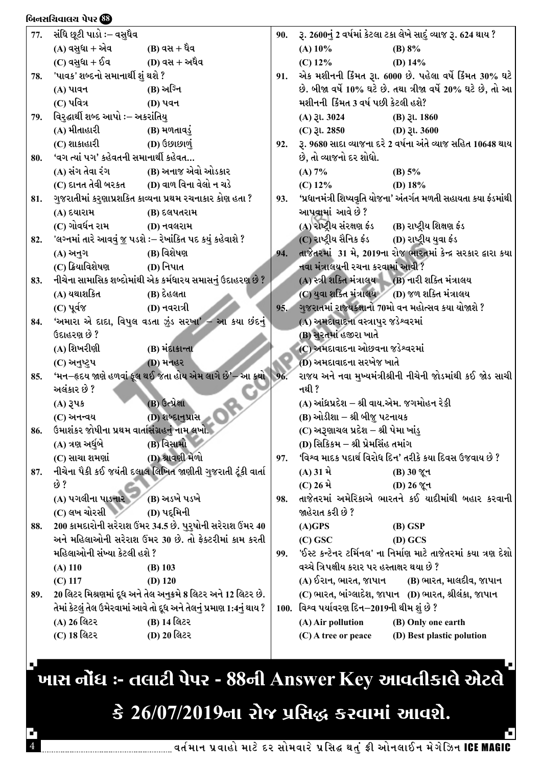77. સંધિ છૂટી પાડો :– વસુધૈવ

(A) વસુધા + એવ (B) વસ + ધૈવ

(C) વસુધા + ઈવ (D) વસ + અધૈવ

78. 'પાવક' શબ્દનો સમાનાર્થી શું થશે ?

(A) પાવન (B) અગ્નિ

(C) પવિત્ર (D) પવન

79. વિરુદ્ધાર્થી શબ્દ આપો :– અકરાંતિયુ

(A) મીતાહારી (B) મળતાવડું

(C) શાકાહારી (D) ઉછાછળું

80. 'વગ ત્યાં પગ' કહેવતની સમાનાર્થી કહેવત...

(A) સંગ તેવા રંગ (B) અનાજ એવો ઓડકાર

(C) દાનત તેવી બરકત (D) વાળ વિના વેલો ન ચડે

81. ગુજરાતીમાં કરુણાપ્રશસ્તિ કાવ્યના પ્રથમ રચનાકાર કોણ હતા ?

(A) દયારામ (B) દલપતરામ

(C) ગોવર્ધન રામ (D) નવલરામ

82. 'લગ્નમાં તારે આવવું <u>જ</u> પડશે :– રેખાંકિત પદ કયું કહેવાશે ?

(A) અનુગ (B) વિશેષણ

(C) ક્રિયાવિશેષણ (D) નિપાત

83. નીચેના સામાસિક શબ્દોમાંથી એક કર્મધારય સમાસનું ઉદાહરણ છે ?

(A) યથાશક્તિ (B) દેહલતા

(C) પૂર્વજ (D) નવરાત્રી

84. 'અમારા એ દાદા, વિપુલ વડતા ઝુંડ સરખા' – આ કયા છંદનું ઉદાહરણ છે ?

(A) શિખરીણી (B) મંદાક્રાન્તા

(C) અનુષ્ટુપ (D) મનહર

85. 'મન–હૃદય જાણે હળવાં ફૂલ થઈ જતા હોય એમ લાગે છે'– આ કયો અલંકાર છે ?

(A) રૂપક (B) ઉત્પ્રેક્ષા

(C) અનન્વય (D) શબ્દાનુપ્રાસ

86. ઉમાશંકર જોષીના પ્રથમ વાર્તાસંગ્રહનું નામ લખો.

(A) ત્રણ અર્ધુબે (B) વિસામો

(C) સાચા શમણાં (D) શ્રાવણી મેળો

87. નીચેના પૈકી કઈ જયંતી દલાલ લિખિત જાણીતી ગુજરાતી ટૂંકી વાર્તા છે ?

(A) પગલીના પાડનાર (B) અડખે પડખે

(C) લખ ચોરસી (D) પદ્મિની

88. 200 કામદારોની સરેરાશ ઉંમર 34.5 છે. પુરુષોની સરેરાશ ઉંમર 40 અને મહિલાઓની સરેરાશ ઉંમર 30 છે. તો ફેક્ટરીમાં કામ કરતી મહિલાઓની સંખ્યા કેટલી હશે ?

(A) 110 (B) 103

(C) 117 (D) 120

89. 20 લિટર મિશ્રણમાં દૂધ અને તેલ અનુક્રમે 8 લિટર અને 12 લિટર છે. તેમાં કેટલું તેલ ઉમેરવામાં આવે તો દૂધ અને તેલનું પ્રમાણ 1:4નું થાય ?

(A) 26 લિટર (B) 14 લિટર

(C) 18 લિટર (D) 20 લિટર

90. રૂ. 2600નું 2 વર્ષમાં કેટલા ટકા લેખે સાદું વ્યાજ રૂ. 624 થાય ?

(A) 10% (B) 8%

(C) 12% (D) 14%

91. એક મશીનની કિંમત રૂા. 6000 છે. પહેલા વર્ષે કિંમત 30% ઘટે છે. બીજા વર્ષે 10% ઘટે છે. તથા ત્રીજા વર્ષે 20% ઘટે છે, તો આ મશીનની કિંમત 3 વર્ષ પછી કેટલી હશે?

(A) રૂા. 3024 (B) રૂા. 1860

(C) રૂા. 2850 (D) રૂા. 3600

92. રૂ. 9680 સાદા વ્યાજના દરે 2 વર્ષના અંતે વ્યાજ સહિત 10648 થાય છે, તો વ્યાજનો દર શોધો.

(A) 7% (B) 5%

(C) 12% (D) 18%

93. 'પ્રધાનમંત્રી શિષ્યવૃતિ યોજના' અંતર્ગત મળતી સહાયતા કયા ફંડમાંથી આપવામાં આવે છે ?

(A) રાષ્ટ્રીય સંરક્ષણ ફંડ (B) રાષ્ટ્રીય શિક્ષણ ફંડ

(C) રાષ્ટ્રીય સૈનિક ફંડ (D) રાષ્ટ્રીય યુવા ફંડ

94. તાજેતરમાં 31 મે, 2019ના રોજ ભારતમાં કેન્દ્ર સરકાર દ્વારા કયા નવા મંત્રાલયની રચના કરવામાં આવી ?

(A) સ્ત્રી શક્તિ મંત્રાલય (B) નારી શક્તિ મંત્રાલય

(C) યુવા શક્તિ મંત્રાલય (D) જળ શક્તિ મંત્રાલય

95. ગુજરાતમાં રાજ્યકક્ષાનો 70મો વન મહોત્સવ કયા યોજાશે ?

(A) અમદાવાદના વસ્ત્રાપુર જડેશ્વરમાં

(B) સુરતમાં હજીરા ખાતે

(C) અમદાવાદના ઓછવના જડેશ્વરમાં

(D) અમદાવાદના સરખેજ ખાતે

96. રાજ્ય અને નવા મુખ્યમંત્રીશ્રીની નીચેની જોડમાંથી કઈ જોડ સાચી નથી ?

(A) આંધ્રપ્રદેશ – શ્રી વાય.એમ. જગમોહન રેડ્ડી

(B) ઓડીશા – શ્રી બીજુ પટનાયક

(C) અરૂણાચલ પ્રદેશ – શ્રી પેમા ખાંડુ

(D) સિક્કિમ – શ્રી પ્રેમસિંહ તમાંગ

97. 'વિશ્વ માદક પદાર્થ વિરોધ દિન' તરીકે કયા દિવસ ઉજવાય છે ?

(A) 31 મે (B) 30 જૂન

(C) 26 મે (D) 26 જૂન

98. તાજેતરમાં અમેરિકાએ ભારતને કઈ યાદીમાંથી બહાર કરવાની જાહેરાત કરી છે ?

(A)GPS (B) GSP

(C) GSC (D) GCS

99. 'ઈસ્ટ કન્ટેનર ટર્મિનલ' ના નિર્માણ માટે તાજેતરમાં કયા ત્રણ દેશો વચ્ચે ત્રિપક્ષીય કરાર પર હસ્તાક્ષર થયા છે ?

(A) ઈરાન, ભારત, જાપાન (B) ભારત, માલદીવ, જાપાન

(C) ભારત, બાંગ્લાદેશ, જાપાન (D) ભારત, શ્રીલંકા, જાપાન

100. વિશ્વ પર્યાવરણ દિન–2019ની થીમ શું છે ?

(A) Air pollution (B) Only one earth

(C) A tree or peace (D) Best plastic polution

**ખાસ નોંધ :- તલાટી પેપર - 88ની Answer Key આવતીકાલે એટલે કે 26/07/2019ના રોજ પ્રસિદ્ધ કરવામાં આવશે.**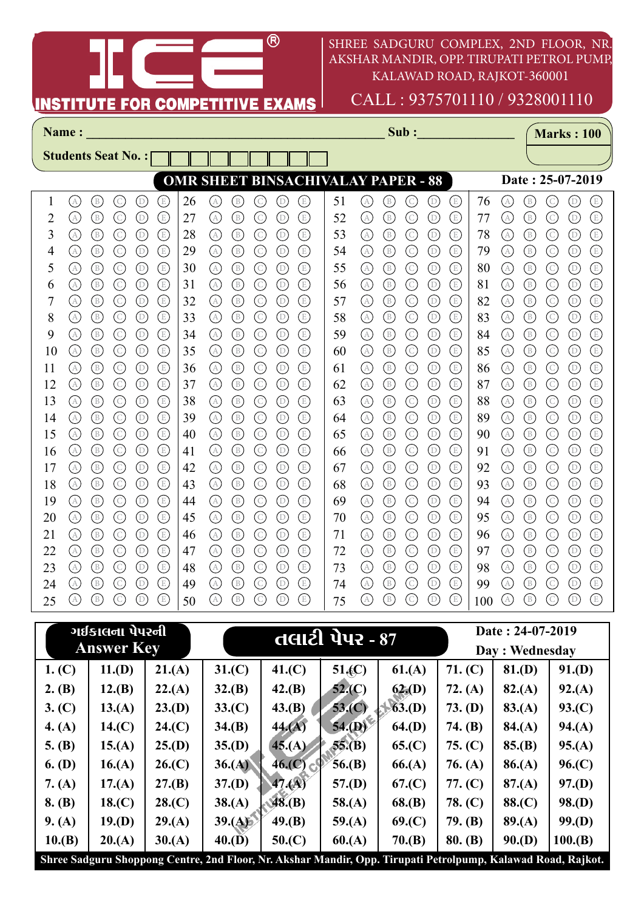# ICE®

## INSTITUTE FOR COMPETITIVE EXAMS

SHREE SADGURU COMPLEX, 2ND FLOOR, NR. AKSHAR MANDIR, OPP. TIRUPATI PETROL PUMP, KALAWAD ROAD, RAJKOT-360001

CALL : 9375701110 / 9328001110

**Name :** ______________________________ **Sub :** ______________ **Marks : 100**

**Students Seat No. :** ☐☐☐☐☐☐☐☐

## OMR SHEET BINSACHIVALAY PAPER - 88

**Date : 25-07-2019**

| | | | | | | | | | | | |
|---|---|---|---|---|---|---|---|---|---|---|---|
| 1 | Ⓐ Ⓑ Ⓒ Ⓓ Ⓔ | 26 | Ⓐ Ⓑ Ⓒ Ⓓ Ⓔ | 51 | Ⓐ Ⓑ Ⓒ Ⓓ Ⓔ | 76 | Ⓐ Ⓑ Ⓒ Ⓓ Ⓔ | | | | |
| 2 | Ⓐ Ⓑ Ⓒ Ⓓ Ⓔ | 27 | Ⓐ Ⓑ Ⓒ Ⓓ Ⓔ | 52 | Ⓐ Ⓑ Ⓒ Ⓓ Ⓔ | 77 | Ⓐ Ⓑ Ⓒ Ⓓ Ⓔ | | | | |
| 3 | Ⓐ Ⓑ Ⓒ Ⓓ Ⓔ | 28 | Ⓐ Ⓑ Ⓒ Ⓓ Ⓔ | 53 | Ⓐ Ⓑ Ⓒ Ⓓ Ⓔ | 78 | Ⓐ Ⓑ Ⓒ Ⓓ Ⓔ | | | | |
| 4 | Ⓐ Ⓑ Ⓒ Ⓓ Ⓔ | 29 | Ⓐ Ⓑ Ⓒ Ⓓ Ⓔ | 54 | Ⓐ Ⓑ Ⓒ Ⓓ Ⓔ | 79 | Ⓐ Ⓑ Ⓒ Ⓓ Ⓔ | | | | |
| 5 | Ⓐ Ⓑ Ⓒ Ⓓ Ⓔ | 30 | Ⓐ Ⓑ Ⓒ Ⓓ Ⓔ | 55 | Ⓐ Ⓑ Ⓒ Ⓓ Ⓔ | 80 | Ⓐ Ⓑ Ⓒ Ⓓ Ⓔ | | | | |
| 6 | Ⓐ Ⓑ Ⓒ Ⓓ Ⓔ | 31 | Ⓐ Ⓑ Ⓒ Ⓓ Ⓔ | 56 | Ⓐ Ⓑ Ⓒ Ⓓ Ⓔ | 81 | Ⓐ Ⓑ Ⓒ Ⓓ Ⓔ | | | | |
| 7 | Ⓐ Ⓑ Ⓒ Ⓓ Ⓔ | 32 | Ⓐ Ⓑ Ⓒ Ⓓ Ⓔ | 57 | Ⓐ Ⓑ Ⓒ Ⓓ Ⓔ | 82 | Ⓐ Ⓑ Ⓒ Ⓓ Ⓔ | | | | |
| 8 | Ⓐ Ⓑ Ⓒ Ⓓ Ⓔ | 33 | Ⓐ Ⓑ Ⓒ Ⓓ Ⓔ | 58 | Ⓐ Ⓑ Ⓒ Ⓓ Ⓔ | 83 | Ⓐ Ⓑ Ⓒ Ⓓ Ⓔ | | | | |
| 9 | Ⓐ Ⓑ Ⓒ Ⓓ Ⓔ | 34 | Ⓐ Ⓑ Ⓒ Ⓓ Ⓔ | 59 | Ⓐ Ⓑ Ⓒ Ⓓ Ⓔ | 84 | Ⓐ Ⓑ Ⓒ Ⓓ Ⓔ | | | | |
| 10 | Ⓐ Ⓑ Ⓒ Ⓓ Ⓔ | 35 | Ⓐ Ⓑ Ⓒ Ⓓ Ⓔ | 60 | Ⓐ Ⓑ Ⓒ Ⓓ Ⓔ | 85 | Ⓐ Ⓑ Ⓒ Ⓓ Ⓔ | | | | |
| 11 | Ⓐ Ⓑ Ⓒ Ⓓ Ⓔ | 36 | Ⓐ Ⓑ Ⓒ Ⓓ Ⓔ | 61 | Ⓐ Ⓑ Ⓒ Ⓓ Ⓔ | 86 | Ⓐ Ⓑ Ⓒ Ⓓ Ⓔ | | | | |
| 12 | Ⓐ Ⓑ Ⓒ Ⓓ Ⓔ | 37 | Ⓐ Ⓑ Ⓒ Ⓓ Ⓔ | 62 | Ⓐ Ⓑ Ⓒ Ⓓ Ⓔ | 87 | Ⓐ Ⓑ Ⓒ Ⓓ Ⓔ | | | | |
| 13 | Ⓐ Ⓑ Ⓒ Ⓓ Ⓔ | 38 | Ⓐ Ⓑ Ⓒ Ⓓ Ⓔ | 63 | Ⓐ Ⓑ Ⓒ Ⓓ Ⓔ | 88 | Ⓐ Ⓑ Ⓒ Ⓓ Ⓔ | | | | |
| 14 | Ⓐ Ⓑ Ⓒ Ⓓ Ⓔ | 39 | Ⓐ Ⓑ Ⓒ Ⓓ Ⓔ | 64 | Ⓐ Ⓑ Ⓒ Ⓓ Ⓔ | 89 | Ⓐ Ⓑ Ⓒ Ⓓ Ⓔ | | | | |
| 15 | Ⓐ Ⓑ Ⓒ Ⓓ Ⓔ | 40 | Ⓐ Ⓑ Ⓒ Ⓓ Ⓔ | 65 | Ⓐ Ⓑ Ⓒ Ⓓ Ⓔ | 90 | Ⓐ Ⓑ Ⓒ Ⓓ Ⓔ | | | | |
| 16 | Ⓐ Ⓑ Ⓒ Ⓓ Ⓔ | 41 | Ⓐ Ⓑ Ⓒ Ⓓ Ⓔ | 66 | Ⓐ Ⓑ Ⓒ Ⓓ Ⓔ | 91 | Ⓐ Ⓑ Ⓒ Ⓓ Ⓔ | | | | |
| 17 | Ⓐ Ⓑ Ⓒ Ⓓ Ⓔ | 42 | Ⓐ Ⓑ Ⓒ Ⓓ Ⓔ | 67 | Ⓐ Ⓑ Ⓒ Ⓓ Ⓔ | 92 | Ⓐ Ⓑ Ⓒ Ⓓ Ⓔ | | | | |
| 18 | Ⓐ Ⓑ Ⓒ Ⓓ Ⓔ | 43 | Ⓐ Ⓑ Ⓒ Ⓓ Ⓔ | 68 | Ⓐ Ⓑ Ⓒ Ⓓ Ⓔ | 93 | Ⓐ Ⓑ Ⓒ Ⓓ Ⓔ | | | | |
| 19 | Ⓐ Ⓑ Ⓒ Ⓓ Ⓔ | 44 | Ⓐ Ⓑ Ⓒ Ⓓ Ⓔ | 69 | Ⓐ Ⓑ Ⓒ Ⓓ Ⓔ | 94 | Ⓐ Ⓑ Ⓒ Ⓓ Ⓔ | | | | |
| 20 | Ⓐ Ⓑ Ⓒ Ⓓ Ⓔ | 45 | Ⓐ Ⓑ Ⓒ Ⓓ Ⓔ | 70 | Ⓐ Ⓑ Ⓒ Ⓓ Ⓔ | 95 | Ⓐ Ⓑ Ⓒ Ⓓ Ⓔ | | | | |
| 21 | Ⓐ Ⓑ Ⓒ Ⓓ Ⓔ | 46 | Ⓐ Ⓑ Ⓒ Ⓓ Ⓔ | 71 | Ⓐ Ⓑ Ⓒ Ⓓ Ⓔ | 96 | Ⓐ Ⓑ Ⓒ Ⓓ Ⓔ | | | | |
| 22 | Ⓐ Ⓑ Ⓒ Ⓓ Ⓔ | 47 | Ⓐ Ⓑ Ⓒ Ⓓ Ⓔ | 72 | Ⓐ Ⓑ Ⓒ Ⓓ Ⓔ | 97 | Ⓐ Ⓑ Ⓒ Ⓓ Ⓔ | | | | |
| 23 | Ⓐ Ⓑ Ⓒ Ⓓ Ⓔ | 48 | Ⓐ Ⓑ Ⓒ Ⓓ Ⓔ | 73 | Ⓐ Ⓑ Ⓒ Ⓓ Ⓔ | 98 | Ⓐ Ⓑ Ⓒ Ⓓ Ⓔ | | | | |
| 24 | Ⓐ Ⓑ Ⓒ Ⓓ Ⓔ | 49 | Ⓐ Ⓑ Ⓒ Ⓓ Ⓔ | 74 | Ⓐ Ⓑ Ⓒ Ⓓ Ⓔ | 99 | Ⓐ Ⓑ Ⓒ Ⓓ Ⓔ | | | | |
| 25 | Ⓐ Ⓑ Ⓒ Ⓓ Ⓔ | 50 | Ⓐ Ⓑ Ⓒ Ⓓ Ⓔ | 75 | Ⓐ Ⓑ Ⓒ Ⓓ Ⓔ | 100 | Ⓐ Ⓑ Ⓒ Ⓓ Ⓔ | | | | |

## ગઈકાલના પેપરની Answer Key — તલાટી પેપર - 87

**Date : 24-07-2019**
**Day : Wednesday**

| | | | | | | | | | |
|---|---|---|---|---|---|---|---|---|---|
| 1. (C) | 11.(D) | 21.(A) | 31.(C) | 41.(C) | 51.(C) | 61.(A) | 71. (C) | 81.(D) | 91.(D) |
| 2. (B) | 12.(B) | 22.(A) | 32.(B) | 42.(B) | 52.(C) | 62.(D) | 72. (A) | 82.(A) | 92.(A) |
| 3. (C) | 13.(A) | 23.(D) | 33.(C) | 43.(B) | 53.(C) | 63.(D) | 73. (D) | 83.(A) | 93.(C) |
| 4. (A) | 14.(C) | 24.(C) | 34.(B) | 44.(A) | 54.(D) | 64.(D) | 74. (B) | 84.(A) | 94.(A) |
| 5. (B) | 15.(A) | 25.(D) | 35.(D) | 45.(A) | 55.(B) | 65.(C) | 75. (C) | 85.(B) | 95.(A) |
| 6. (D) | 16.(A) | 26.(C) | 36.(A) | 46.(C) | 56.(B) | 66.(A) | 76. (A) | 86.(A) | 96.(C) |
| 7. (A) | 17.(A) | 27.(B) | 37.(D) | 47.(A) | 57.(D) | 67.(C) | 77. (C) | 87.(A) | 97.(D) |
| 8. (B) | 18.(C) | 28.(C) | 38.(A) | 48.(B) | 58.(A) | 68.(B) | 78. (C) | 88.(C) | 98.(D) |
| 9. (A) | 19.(D) | 29.(A) | 39.(A) | 49.(B) | 59.(A) | 69.(C) | 79. (B) | 89.(A) | 99.(D) |
| 10.(B) | 20.(A) | 30.(A) | 40.(D) | 50.(C) | 60.(A) | 70.(B) | 80. (B) | 90.(D) | 100.(B) |

**Shree Sadguru Shoppong Centre, 2nd Floor, Nr. Akshar Mandir, Opp. Tirupati Petrolpump, Kalawad Road, Rajkot.**